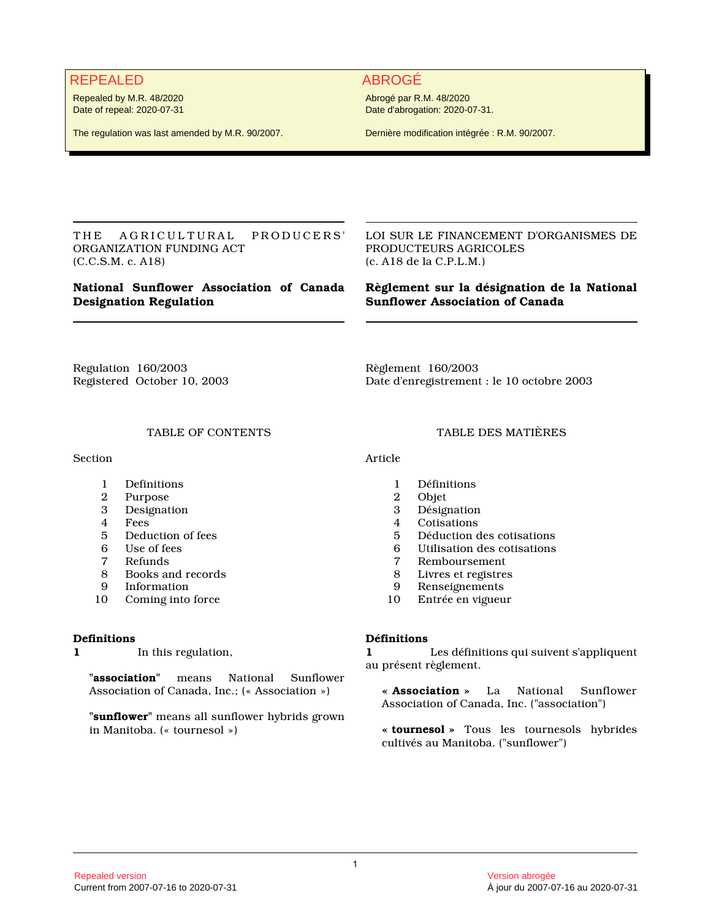REPEALED

Repealed by M.R. 48/2020
Date of repeal: 2020-07-31

The regulation was last amended by M.R. 90/2007.

ABROGÉ

Abrogé par R.M. 48/2020
Date d'abrogation: 2020-07-31.

Dernière modification intégrée : R.M. 90/2007.

THE AGRICULTURAL PRODUCERS' ORGANIZATION FUNDING ACT
(C.C.S.M. c. A18)

# National Sunflower Association of Canada Designation Regulation

Regulation 160/2003
Registered October 10, 2003

## TABLE OF CONTENTS

Section

1. Definitions
2. Purpose
3. Designation
4. Fees
5. Deduction of fees
6. Use of fees
7. Refunds
8. Books and records
9. Information
10. Coming into force

**Definitions**

**1** In this regulation,

"**association**" means National Sunflower Association of Canada, Inc.; (« Association »)

"**sunflower**" means all sunflower hybrids grown in Manitoba. (« tournesol »)

LOI SUR LE FINANCEMENT D'ORGANISMES DE PRODUCTEURS AGRICOLES
(c. A18 de la C.P.L.M.)

# Règlement sur la désignation de la National Sunflower Association of Canada

Règlement 160/2003
Date d'enregistrement : le 10 octobre 2003

## TABLE DES MATIÈRES

Article

1. Définitions
2. Objet
3. Désignation
4. Cotisations
5. Déduction des cotisations
6. Utilisation des cotisations
7. Remboursement
8. Livres et registres
9. Renseignements
10. Entrée en vigueur

**Définitions**

**1** Les définitions qui suivent s'appliquent au présent règlement.

« **Association** » La National Sunflower Association of Canada, Inc. ("association")

« **tournesol** » Tous les tournesols hybrides cultivés au Manitoba. ("sunflower")

Repealed version
Current from 2007-07-16 to 2020-07-31

Version abrogée
À jour du 2007-07-16 au 2020-07-31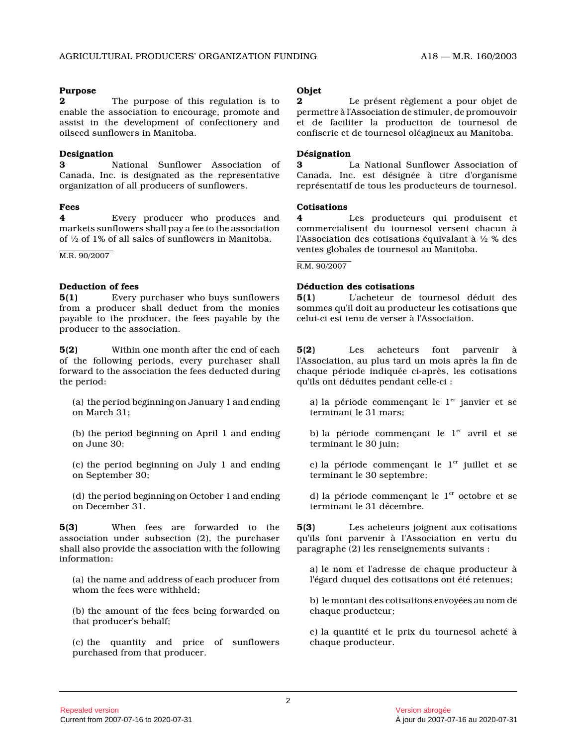**Purpose**

**2** The purpose of this regulation is to enable the association to encourage, promote and assist in the development of confectionery and oilseed sunflowers in Manitoba.

**Designation**

**3** National Sunflower Association of Canada, Inc. is designated as the representative organization of all producers of sunflowers.

**Fees**

**4** Every producer who produces and markets sunflowers shall pay a fee to the association of ½ of 1% of all sales of sunflowers in Manitoba.

M.R. 90/2007

**Deduction of fees**

**5(1)** Every purchaser who buys sunflowers from a producer shall deduct from the monies payable to the producer, the fees payable by the producer to the association.

**5(2)** Within one month after the end of each of the following periods, every purchaser shall forward to the association the fees deducted during the period:

(a) the period beginning on January 1 and ending on March 31;

(b) the period beginning on April 1 and ending on June 30;

(c) the period beginning on July 1 and ending on September 30;

(d) the period beginning on October 1 and ending on December 31.

**5(3)** When fees are forwarded to the association under subsection (2), the purchaser shall also provide the association with the following information:

(a) the name and address of each producer from whom the fees were withheld;

(b) the amount of the fees being forwarded on that producer's behalf;

(c) the quantity and price of sunflowers purchased from that producer.

**Objet**

**2** Le présent règlement a pour objet de permettre à l'Association de stimuler, de promouvoir et de faciliter la production de tournesol de confiserie et de tournesol oléagineux au Manitoba.

**Désignation**

**3** La National Sunflower Association of Canada, Inc. est désignée à titre d'organisme représentatif de tous les producteurs de tournesol.

**Cotisations**

**4** Les producteurs qui produisent et commercialisent du tournesol versent chacun à l'Association des cotisations équivalant à ½ % des ventes globales de tournesol au Manitoba.

R.M. 90/2007

**Déduction des cotisations**

**5(1)** L'acheteur de tournesol déduit des sommes qu'il doit au producteur les cotisations que celui-ci est tenu de verser à l'Association.

**5(2)** Les acheteurs font parvenir à l'Association, au plus tard un mois après la fin de chaque période indiquée ci-après, les cotisations qu'ils ont déduites pendant celle-ci :

a) la période commençant le 1[er] janvier et se terminant le 31 mars;

b) la période commençant le 1[er] avril et se terminant le 30 juin;

c) la période commençant le 1[er] juillet et se terminant le 30 septembre;

d) la période commençant le 1[er] octobre et se terminant le 31 décembre.

**5(3)** Les acheteurs joignent aux cotisations qu'ils font parvenir à l'Association en vertu du paragraphe (2) les renseignements suivants :

a) le nom et l'adresse de chaque producteur à l'égard duquel des cotisations ont été retenues;

b) le montant des cotisations envoyées au nom de chaque producteur;

c) la quantité et le prix du tournesol acheté à chaque producteur.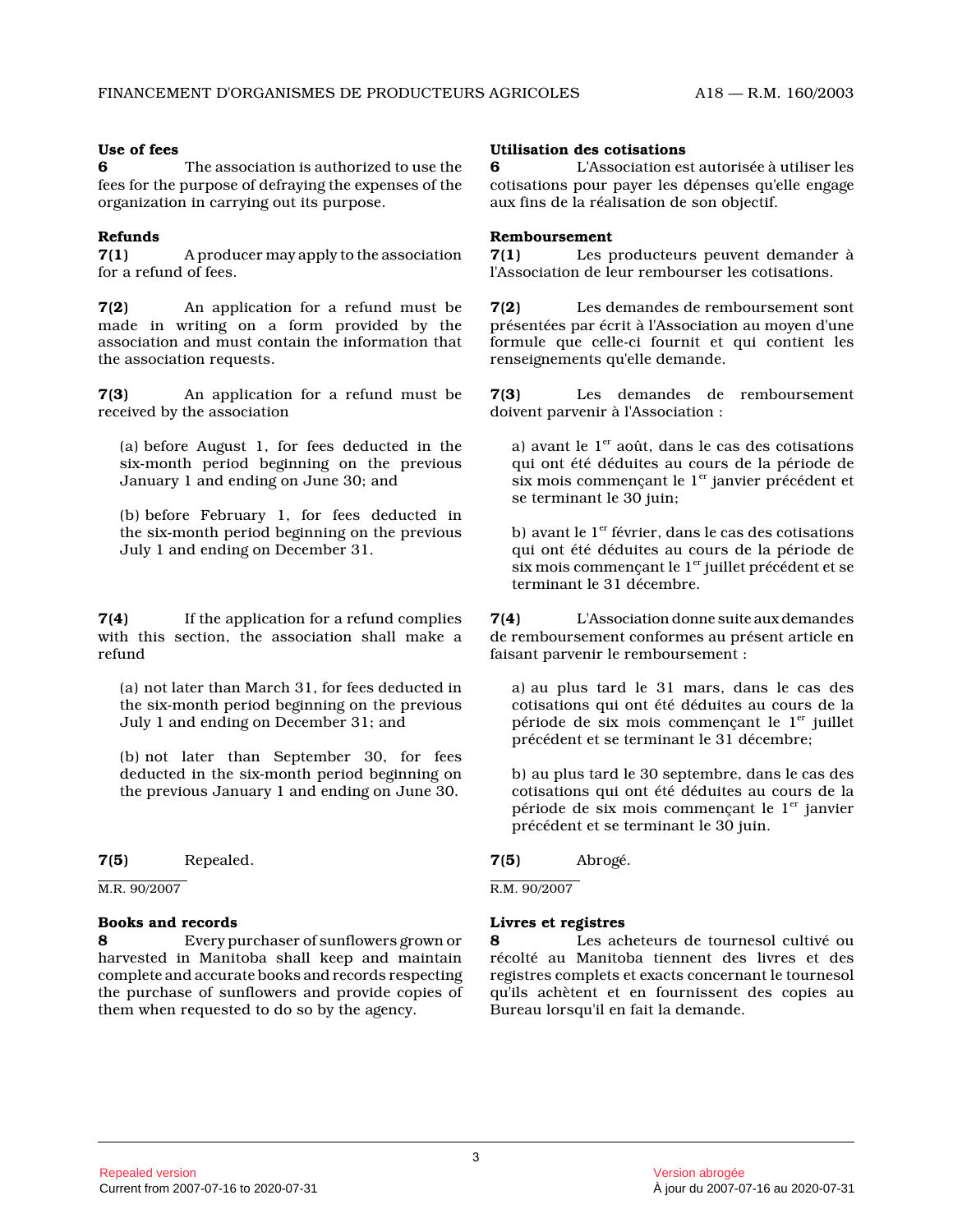**Use of fees**
**6** The association is authorized to use the fees for the purpose of defraying the expenses of the organization in carrying out its purpose.

**Refunds**
**7(1)** A producer may apply to the association for a refund of fees.

**7(2)** An application for a refund must be made in writing on a form provided by the association and must contain the information that the association requests.

**7(3)** An application for a refund must be received by the association

(a) before August 1, for fees deducted in the six-month period beginning on the previous January 1 and ending on June 30; and

(b) before February 1, for fees deducted in the six-month period beginning on the previous July 1 and ending on December 31.

**7(4)** If the application for a refund complies with this section, the association shall make a refund

(a) not later than March 31, for fees deducted in the six-month period beginning on the previous July 1 and ending on December 31; and

(b) not later than September 30, for fees deducted in the six-month period beginning on the previous January 1 and ending on June 30.

**7(5)** Repealed.

M.R. 90/2007

**Books and records**
**8** Every purchaser of sunflowers grown or harvested in Manitoba shall keep and maintain complete and accurate books and records respecting the purchase of sunflowers and provide copies of them when requested to do so by the agency.

**Utilisation des cotisations**
**6** L'Association est autorisée à utiliser les cotisations pour payer les dépenses qu'elle engage aux fins de la réalisation de son objectif.

**Remboursement**
**7(1)** Les producteurs peuvent demander à l'Association de leur rembourser les cotisations.

**7(2)** Les demandes de remboursement sont présentées par écrit à l'Association au moyen d'une formule que celle-ci fournit et qui contient les renseignements qu'elle demande.

**7(3)** Les demandes de remboursement doivent parvenir à l'Association :

a) avant le 1[er] août, dans le cas des cotisations qui ont été déduites au cours de la période de six mois commençant le 1[er] janvier précédent et se terminant le 30 juin;

b) avant le 1[er] février, dans le cas des cotisations qui ont été déduites au cours de la période de six mois commençant le 1[er] juillet précédent et se terminant le 31 décembre.

**7(4)** L'Association donne suite aux demandes de remboursement conformes au présent article en faisant parvenir le remboursement :

a) au plus tard le 31 mars, dans le cas des cotisations qui ont été déduites au cours de la période de six mois commençant le 1[er] juillet précédent et se terminant le 31 décembre;

b) au plus tard le 30 septembre, dans le cas des cotisations qui ont été déduites au cours de la période de six mois commençant le 1[er] janvier précédent et se terminant le 30 juin.

**7(5)** Abrogé.

R.M. 90/2007

**Livres et registres**
**8** Les acheteurs de tournesol cultivé ou récolté au Manitoba tiennent des livres et des registres complets et exacts concernant le tournesol qu'ils achètent et en fournissent des copies au Bureau lorsqu'il en fait la demande.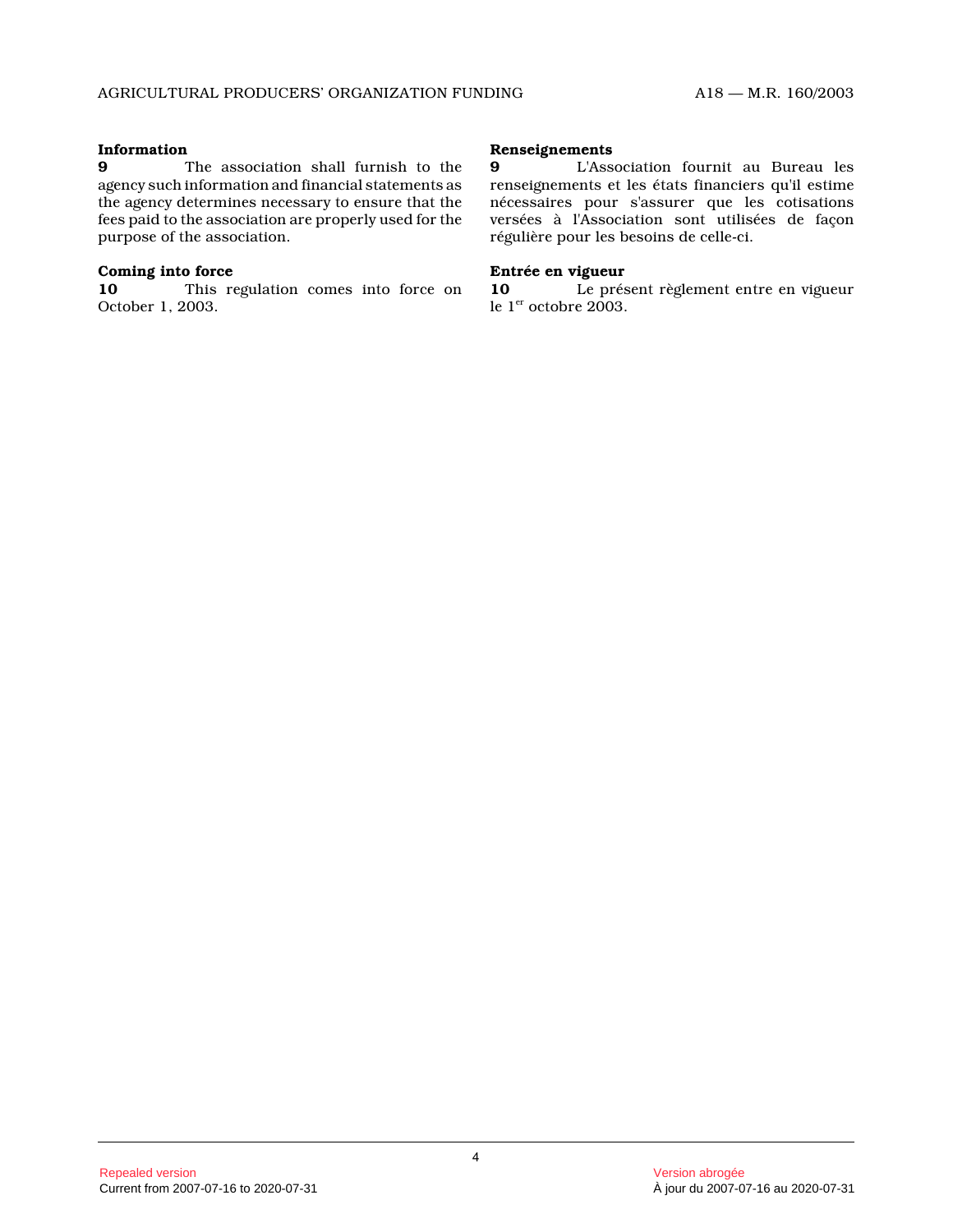**Information**

**9** The association shall furnish to the agency such information and financial statements as the agency determines necessary to ensure that the fees paid to the association are properly used for the purpose of the association.

**Coming into force**

**10** This regulation comes into force on October 1, 2003.

**Renseignements**

**9** L'Association fournit au Bureau les renseignements et les états financiers qu'il estime nécessaires pour s'assurer que les cotisations versées à l'Association sont utilisées de façon régulière pour les besoins de celle-ci.

**Entrée en vigueur**

**10** Le présent règlement entre en vigueur le 1er octobre 2003.